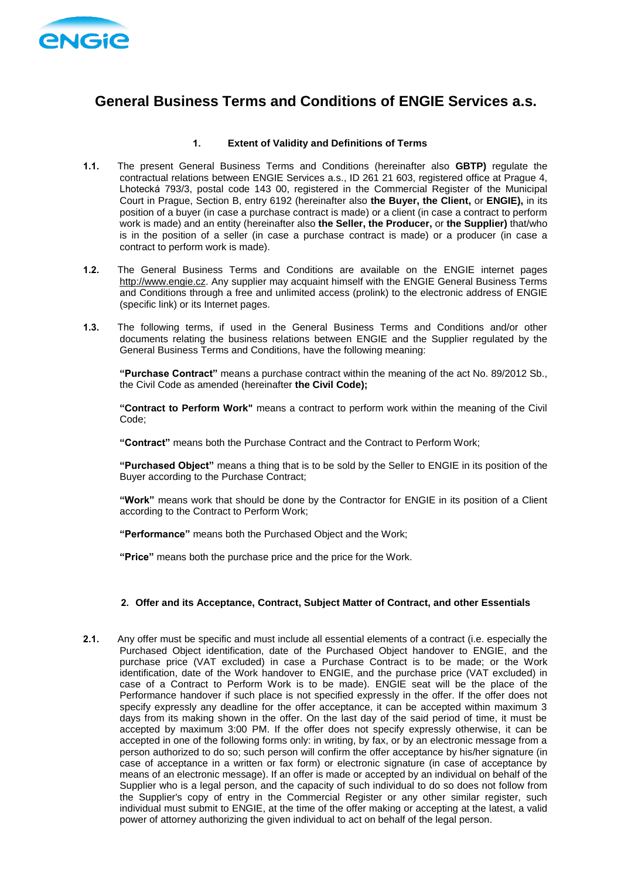# General Business Terms and Conditions of ENGIE Services a.s.

## 1. Extent of Validity and Definitions of Terms

**1.1.** The present General Business Terms and Conditions (hereinafter also **GBTP)** regulate the contractual relations between ENGIE Services a.s., ID 261 21 603, registered office at Prague 4, Lhotecká 793/3, postal code 143 00, registered in the Commercial Register of the Municipal Court in Prague, Section B, entry 6192 (hereinafter also **the Buyer, the Client,** or **ENGIE),** in its position of a buyer (in case a purchase contract is made) or a client (in case a contract to perform work is made) and an entity (hereinafter also **the Seller, the Producer,** or **the Supplier)** that/who is in the position of a seller (in case a purchase contract is made) or a producer (in case a contract to perform work is made).

**1.2.** The General Business Terms and Conditions are available on the ENGIE internet pages http://www.engie.cz. Any supplier may acquaint himself with the ENGIE General Business Terms and Conditions through a free and unlimited access (prolink) to the electronic address of ENGIE (specific link) or its Internet pages.

**1.3.** The following terms, if used in the General Business Terms and Conditions and/or other documents relating the business relations between ENGIE and the Supplier regulated by the General Business Terms and Conditions, have the following meaning:

**"Purchase Contract"** means a purchase contract within the meaning of the act No. 89/2012 Sb., the Civil Code as amended (hereinafter **the Civil Code);**

**"Contract to Perform Work"** means a contract to perform work within the meaning of the Civil Code;

**"Contract"** means both the Purchase Contract and the Contract to Perform Work;

**"Purchased Object"** means a thing that is to be sold by the Seller to ENGIE in its position of the Buyer according to the Purchase Contract;

**"Work"** means work that should be done by the Contractor for ENGIE in its position of a Client according to the Contract to Perform Work;

**"Performance"** means both the Purchased Object and the Work;

**"Price"** means both the purchase price and the price for the Work.

## 2. Offer and its Acceptance, Contract, Subject Matter of Contract, and other Essentials

**2.1.** Any offer must be specific and must include all essential elements of a contract (i.e. especially the Purchased Object identification, date of the Purchased Object handover to ENGIE, and the purchase price (VAT excluded) in case a Purchase Contract is to be made; or the Work identification, date of the Work handover to ENGIE, and the purchase price (VAT excluded) in case of a Contract to Perform Work is to be made). ENGIE seat will be the place of the Performance handover if such place is not specified expressly in the offer. If the offer does not specify expressly any deadline for the offer acceptance, it can be accepted within maximum 3 days from its making shown in the offer. On the last day of the said period of time, it must be accepted by maximum 3:00 PM. If the offer does not specify expressly otherwise, it can be accepted in one of the following forms only: in writing, by fax, or by an electronic message from a person authorized to do so; such person will confirm the offer acceptance by his/her signature (in case of acceptance in a written or fax form) or electronic signature (in case of acceptance by means of an electronic message). If an offer is made or accepted by an individual on behalf of the Supplier who is a legal person, and the capacity of such individual to do so does not follow from the Supplier's copy of entry in the Commercial Register or any other similar register, such individual must submit to ENGIE, at the time of the offer making or accepting at the latest, a valid power of attorney authorizing the given individual to act on behalf of the legal person.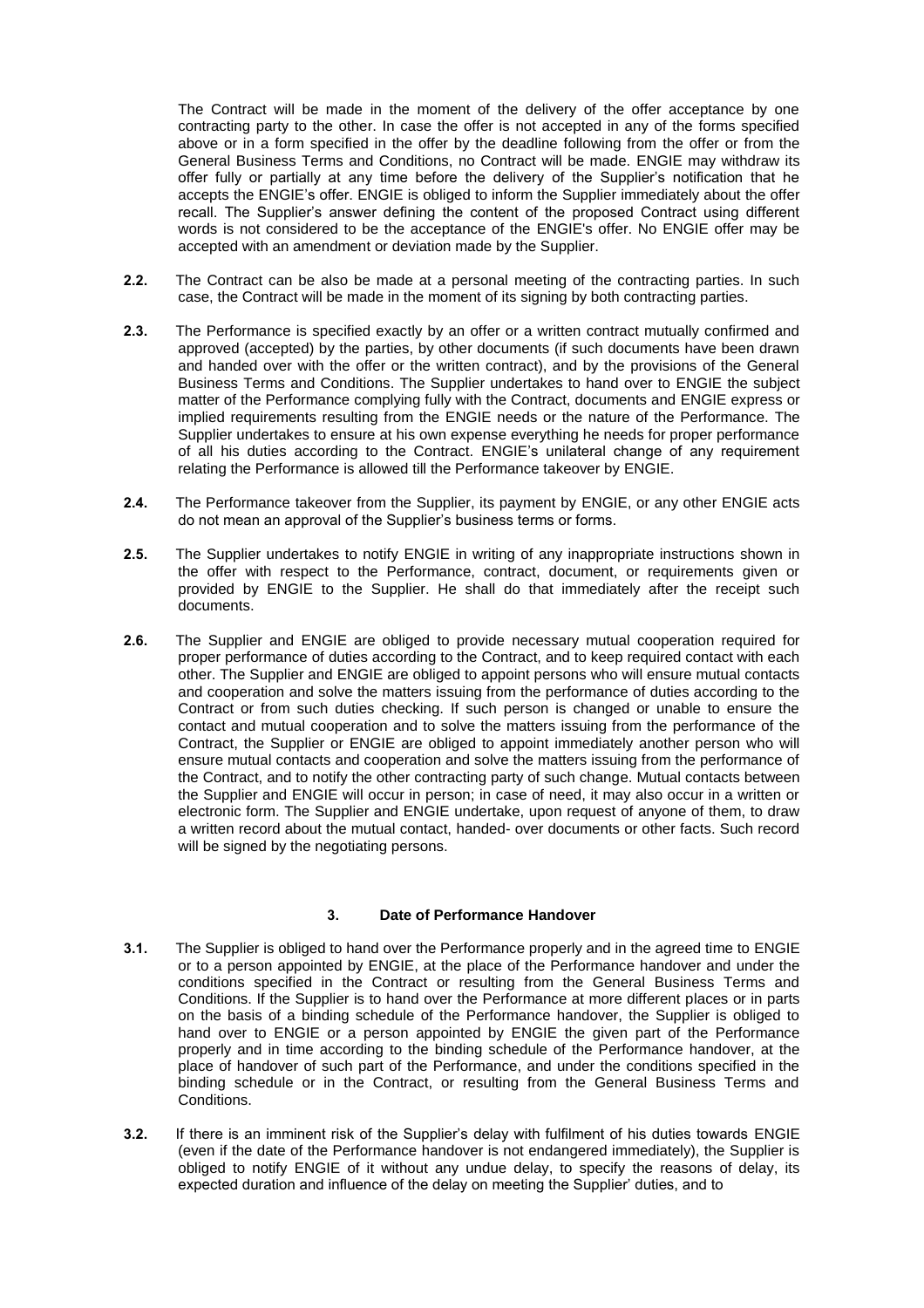The Contract will be made in the moment of the delivery of the offer acceptance by one contracting party to the other. In case the offer is not accepted in any of the forms specified above or in a form specified in the offer by the deadline following from the offer or from the General Business Terms and Conditions, no Contract will be made. ENGIE may withdraw its offer fully or partially at any time before the delivery of the Supplier's notification that he accepts the ENGIE's offer. ENGIE is obliged to inform the Supplier immediately about the offer recall. The Supplier's answer defining the content of the proposed Contract using different words is not considered to be the acceptance of the ENGIE's offer. No ENGIE offer may be accepted with an amendment or deviation made by the Supplier.

**2.2.** The Contract can be also be made at a personal meeting of the contracting parties. In such case, the Contract will be made in the moment of its signing by both contracting parties.

**2.3.** The Performance is specified exactly by an offer or a written contract mutually confirmed and approved (accepted) by the parties, by other documents (if such documents have been drawn and handed over with the offer or the written contract), and by the provisions of the General Business Terms and Conditions. The Supplier undertakes to hand over to ENGIE the subject matter of the Performance complying fully with the Contract, documents and ENGIE express or implied requirements resulting from the ENGIE needs or the nature of the Performance. The Supplier undertakes to ensure at his own expense everything he needs for proper performance of all his duties according to the Contract. ENGIE's unilateral change of any requirement relating the Performance is allowed till the Performance takeover by ENGIE.

**2.4.** The Performance takeover from the Supplier, its payment by ENGIE, or any other ENGIE acts do not mean an approval of the Supplier's business terms or forms.

**2.5.** The Supplier undertakes to notify ENGIE in writing of any inappropriate instructions shown in the offer with respect to the Performance, contract, document, or requirements given or provided by ENGIE to the Supplier. He shall do that immediately after the receipt such documents.

**2.6.** The Supplier and ENGIE are obliged to provide necessary mutual cooperation required for proper performance of duties according to the Contract, and to keep required contact with each other. The Supplier and ENGIE are obliged to appoint persons who will ensure mutual contacts and cooperation and solve the matters issuing from the performance of duties according to the Contract or from such duties checking. If such person is changed or unable to ensure the contact and mutual cooperation and to solve the matters issuing from the performance of the Contract, the Supplier or ENGIE are obliged to appoint immediately another person who will ensure mutual contacts and cooperation and solve the matters issuing from the performance of the Contract, and to notify the other contracting party of such change. Mutual contacts between the Supplier and ENGIE will occur in person; in case of need, it may also occur in a written or electronic form. The Supplier and ENGIE undertake, upon request of anyone of them, to draw a written record about the mutual contact, handed- over documents or other facts. Such record will be signed by the negotiating persons.

## 3. Date of Performance Handover

**3.1.** The Supplier is obliged to hand over the Performance properly and in the agreed time to ENGIE or to a person appointed by ENGIE, at the place of the Performance handover and under the conditions specified in the Contract or resulting from the General Business Terms and Conditions. If the Supplier is to hand over the Performance at more different places or in parts on the basis of a binding schedule of the Performance handover, the Supplier is obliged to hand over to ENGIE or a person appointed by ENGIE the given part of the Performance properly and in time according to the binding schedule of the Performance handover, at the place of handover of such part of the Performance, and under the conditions specified in the binding schedule or in the Contract, or resulting from the General Business Terms and Conditions.

**3.2.** If there is an imminent risk of the Supplier's delay with fulfilment of his duties towards ENGIE (even if the date of the Performance handover is not endangered immediately), the Supplier is obliged to notify ENGIE of it without any undue delay, to specify the reasons of delay, its expected duration and influence of the delay on meeting the Supplier' duties, and to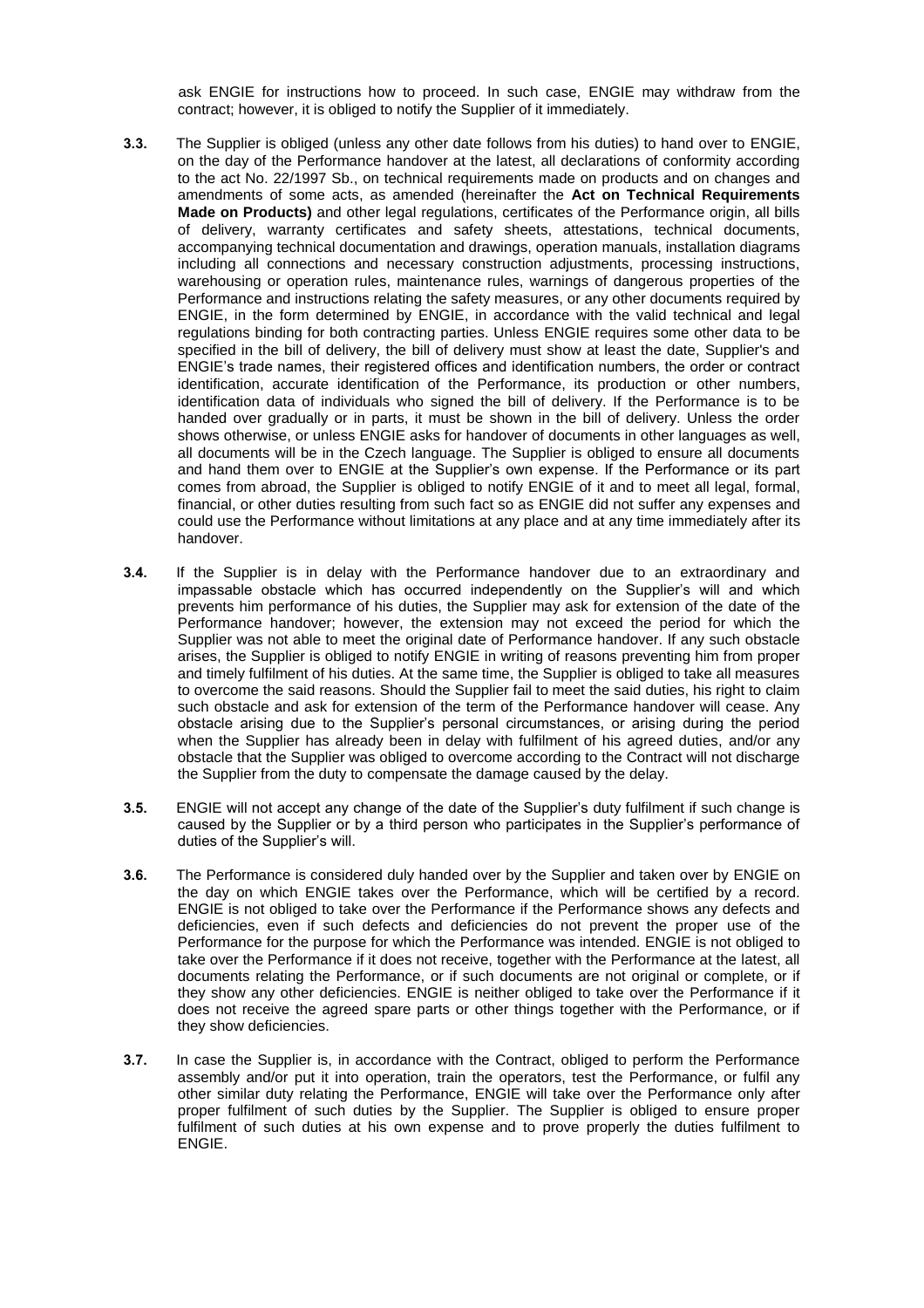ask ENGIE for instructions how to proceed. In such case, ENGIE may withdraw from the contract; however, it is obliged to notify the Supplier of it immediately.

**3.3.** The Supplier is obliged (unless any other date follows from his duties) to hand over to ENGIE, on the day of the Performance handover at the latest, all declarations of conformity according to the act No. 22/1997 Sb., on technical requirements made on products and on changes and amendments of some acts, as amended (hereinafter the **Act on Technical Requirements Made on Products)** and other legal regulations, certificates of the Performance origin, all bills of delivery, warranty certificates and safety sheets, attestations, technical documents, accompanying technical documentation and drawings, operation manuals, installation diagrams including all connections and necessary construction adjustments, processing instructions, warehousing or operation rules, maintenance rules, warnings of dangerous properties of the Performance and instructions relating the safety measures, or any other documents required by ENGIE, in the form determined by ENGIE, in accordance with the valid technical and legal regulations binding for both contracting parties. Unless ENGIE requires some other data to be specified in the bill of delivery, the bill of delivery must show at least the date, Supplier's and ENGIE's trade names, their registered offices and identification numbers, the order or contract identification, accurate identification of the Performance, its production or other numbers, identification data of individuals who signed the bill of delivery. If the Performance is to be handed over gradually or in parts, it must be shown in the bill of delivery. Unless the order shows otherwise, or unless ENGIE asks for handover of documents in other languages as well, all documents will be in the Czech language. The Supplier is obliged to ensure all documents and hand them over to ENGIE at the Supplier's own expense. If the Performance or its part comes from abroad, the Supplier is obliged to notify ENGIE of it and to meet all legal, formal, financial, or other duties resulting from such fact so as ENGIE did not suffer any expenses and could use the Performance without limitations at any place and at any time immediately after its handover.

**3.4.** If the Supplier is in delay with the Performance handover due to an extraordinary and impassable obstacle which has occurred independently on the Supplier's will and which prevents him performance of his duties, the Supplier may ask for extension of the date of the Performance handover; however, the extension may not exceed the period for which the Supplier was not able to meet the original date of Performance handover. If any such obstacle arises, the Supplier is obliged to notify ENGIE in writing of reasons preventing him from proper and timely fulfilment of his duties. At the same time, the Supplier is obliged to take all measures to overcome the said reasons. Should the Supplier fail to meet the said duties, his right to claim such obstacle and ask for extension of the term of the Performance handover will cease. Any obstacle arising due to the Supplier's personal circumstances, or arising during the period when the Supplier has already been in delay with fulfilment of his agreed duties, and/or any obstacle that the Supplier was obliged to overcome according to the Contract will not discharge the Supplier from the duty to compensate the damage caused by the delay.

**3.5.** ENGIE will not accept any change of the date of the Supplier's duty fulfilment if such change is caused by the Supplier or by a third person who participates in the Supplier's performance of duties of the Supplier's will.

**3.6.** The Performance is considered duly handed over by the Supplier and taken over by ENGIE on the day on which ENGIE takes over the Performance, which will be certified by a record. ENGIE is not obliged to take over the Performance if the Performance shows any defects and deficiencies, even if such defects and deficiencies do not prevent the proper use of the Performance for the purpose for which the Performance was intended. ENGIE is not obliged to take over the Performance if it does not receive, together with the Performance at the latest, all documents relating the Performance, or if such documents are not original or complete, or if they show any other deficiencies. ENGIE is neither obliged to take over the Performance if it does not receive the agreed spare parts or other things together with the Performance, or if they show deficiencies.

**3.7.** In case the Supplier is, in accordance with the Contract, obliged to perform the Performance assembly and/or put it into operation, train the operators, test the Performance, or fulfil any other similar duty relating the Performance, ENGIE will take over the Performance only after proper fulfilment of such duties by the Supplier. The Supplier is obliged to ensure proper fulfilment of such duties at his own expense and to prove properly the duties fulfilment to ENGIE.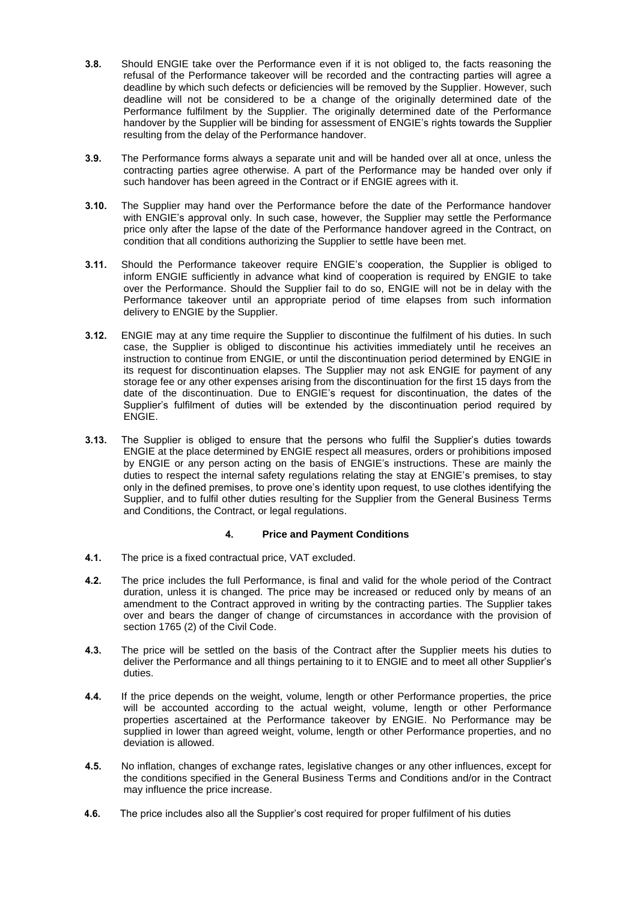**3.8.** Should ENGIE take over the Performance even if it is not obliged to, the facts reasoning the refusal of the Performance takeover will be recorded and the contracting parties will agree a deadline by which such defects or deficiencies will be removed by the Supplier. However, such deadline will not be considered to be a change of the originally determined date of the Performance fulfilment by the Supplier. The originally determined date of the Performance handover by the Supplier will be binding for assessment of ENGIE's rights towards the Supplier resulting from the delay of the Performance handover.

**3.9.** The Performance forms always a separate unit and will be handed over all at once, unless the contracting parties agree otherwise. A part of the Performance may be handed over only if such handover has been agreed in the Contract or if ENGIE agrees with it.

**3.10.** The Supplier may hand over the Performance before the date of the Performance handover with ENGIE's approval only. In such case, however, the Supplier may settle the Performance price only after the lapse of the date of the Performance handover agreed in the Contract, on condition that all conditions authorizing the Supplier to settle have been met.

**3.11.** Should the Performance takeover require ENGIE's cooperation, the Supplier is obliged to inform ENGIE sufficiently in advance what kind of cooperation is required by ENGIE to take over the Performance. Should the Supplier fail to do so, ENGIE will not be in delay with the Performance takeover until an appropriate period of time elapses from such information delivery to ENGIE by the Supplier.

**3.12.** ENGIE may at any time require the Supplier to discontinue the fulfilment of his duties. In such case, the Supplier is obliged to discontinue his activities immediately until he receives an instruction to continue from ENGIE, or until the discontinuation period determined by ENGIE in its request for discontinuation elapses. The Supplier may not ask ENGIE for payment of any storage fee or any other expenses arising from the discontinuation for the first 15 days from the date of the discontinuation. Due to ENGIE's request for discontinuation, the dates of the Supplier's fulfilment of duties will be extended by the discontinuation period required by ENGIE.

**3.13.** The Supplier is obliged to ensure that the persons who fulfil the Supplier's duties towards ENGIE at the place determined by ENGIE respect all measures, orders or prohibitions imposed by ENGIE or any person acting on the basis of ENGIE's instructions. These are mainly the duties to respect the internal safety regulations relating the stay at ENGIE's premises, to stay only in the defined premises, to prove one's identity upon request, to use clothes identifying the Supplier, and to fulfil other duties resulting for the Supplier from the General Business Terms and Conditions, the Contract, or legal regulations.

## 4. Price and Payment Conditions

**4.1.** The price is a fixed contractual price, VAT excluded.

**4.2.** The price includes the full Performance, is final and valid for the whole period of the Contract duration, unless it is changed. The price may be increased or reduced only by means of an amendment to the Contract approved in writing by the contracting parties. The Supplier takes over and bears the danger of change of circumstances in accordance with the provision of section 1765 (2) of the Civil Code.

**4.3.** The price will be settled on the basis of the Contract after the Supplier meets his duties to deliver the Performance and all things pertaining to it to ENGIE and to meet all other Supplier's duties.

**4.4.** If the price depends on the weight, volume, length or other Performance properties, the price will be accounted according to the actual weight, volume, length or other Performance properties ascertained at the Performance takeover by ENGIE. No Performance may be supplied in lower than agreed weight, volume, length or other Performance properties, and no deviation is allowed.

**4.5.** No inflation, changes of exchange rates, legislative changes or any other influences, except for the conditions specified in the General Business Terms and Conditions and/or in the Contract may influence the price increase.

**4.6.** The price includes also all the Supplier's cost required for proper fulfilment of his duties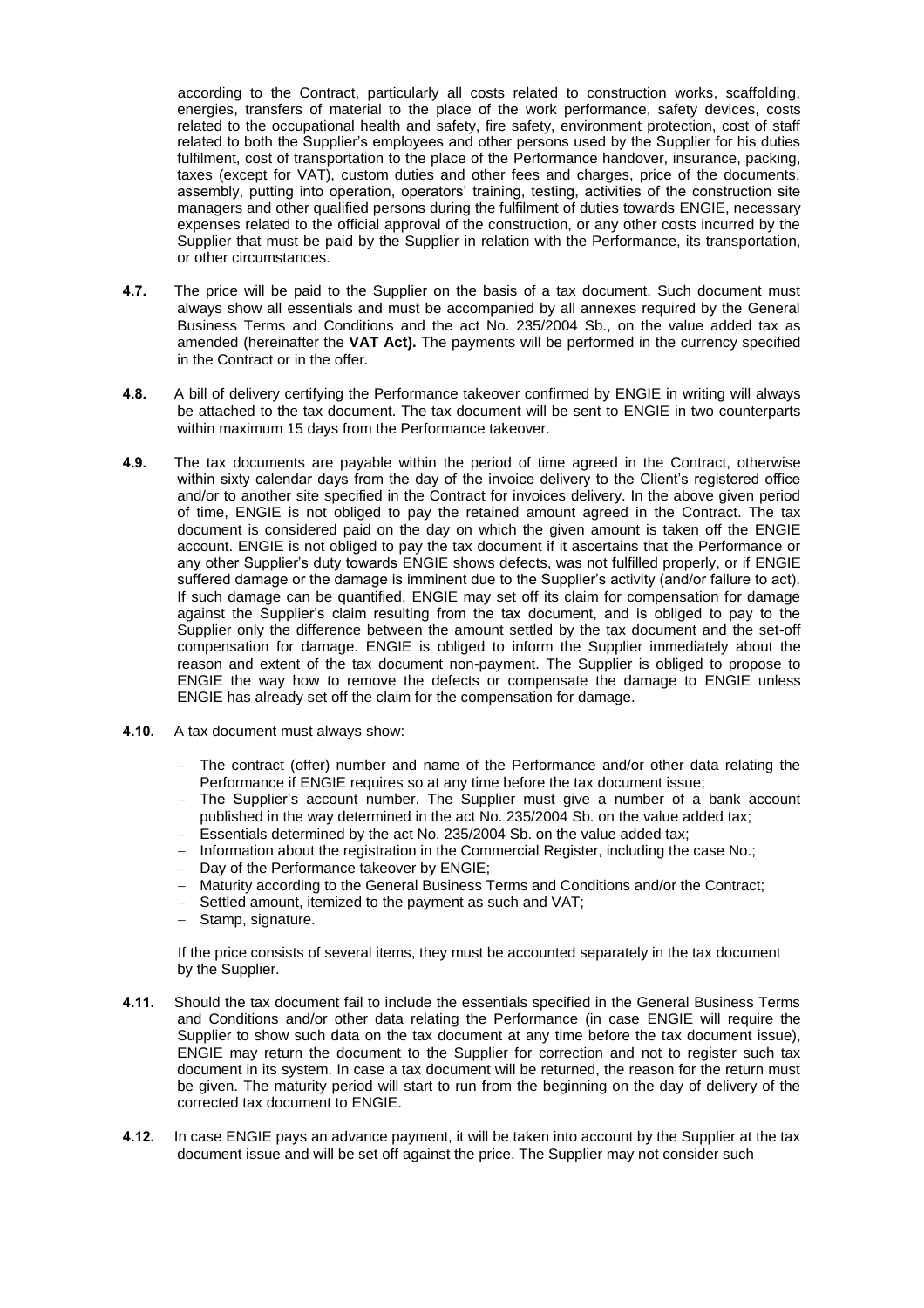according to the Contract, particularly all costs related to construction works, scaffolding, energies, transfers of material to the place of the work performance, safety devices, costs related to the occupational health and safety, fire safety, environment protection, cost of staff related to both the Supplier's employees and other persons used by the Supplier for his duties fulfilment, cost of transportation to the place of the Performance handover, insurance, packing, taxes (except for VAT), custom duties and other fees and charges, price of the documents, assembly, putting into operation, operators' training, testing, activities of the construction site managers and other qualified persons during the fulfilment of duties towards ENGIE, necessary expenses related to the official approval of the construction, or any other costs incurred by the Supplier that must be paid by the Supplier in relation with the Performance, its transportation, or other circumstances.

**4.7.** The price will be paid to the Supplier on the basis of a tax document. Such document must always show all essentials and must be accompanied by all annexes required by the General Business Terms and Conditions and the act No. 235/2004 Sb., on the value added tax as amended (hereinafter the **VAT Act).** The payments will be performed in the currency specified in the Contract or in the offer.

**4.8.** A bill of delivery certifying the Performance takeover confirmed by ENGIE in writing will always be attached to the tax document. The tax document will be sent to ENGIE in two counterparts within maximum 15 days from the Performance takeover.

**4.9.** The tax documents are payable within the period of time agreed in the Contract, otherwise within sixty calendar days from the day of the invoice delivery to the Client's registered office and/or to another site specified in the Contract for invoices delivery. In the above given period of time, ENGIE is not obliged to pay the retained amount agreed in the Contract. The tax document is considered paid on the day on which the given amount is taken off the ENGIE account. ENGIE is not obliged to pay the tax document if it ascertains that the Performance or any other Supplier's duty towards ENGIE shows defects, was not fulfilled properly, or if ENGIE suffered damage or the damage is imminent due to the Supplier's activity (and/or failure to act). If such damage can be quantified, ENGIE may set off its claim for compensation for damage against the Supplier's claim resulting from the tax document, and is obliged to pay to the Supplier only the difference between the amount settled by the tax document and the set-off compensation for damage. ENGIE is obliged to inform the Supplier immediately about the reason and extent of the tax document non-payment. The Supplier is obliged to propose to ENGIE the way how to remove the defects or compensate the damage to ENGIE unless ENGIE has already set off the claim for the compensation for damage.

**4.10.** A tax document must always show:

- The contract (offer) number and name of the Performance and/or other data relating the Performance if ENGIE requires so at any time before the tax document issue;
- The Supplier's account number. The Supplier must give a number of a bank account published in the way determined in the act No. 235/2004 Sb. on the value added tax;
- Essentials determined by the act No. 235/2004 Sb. on the value added tax;
- Information about the registration in the Commercial Register, including the case No.;
- Day of the Performance takeover by ENGIE;
- Maturity according to the General Business Terms and Conditions and/or the Contract;
- Settled amount, itemized to the payment as such and VAT;
- Stamp, signature.

If the price consists of several items, they must be accounted separately in the tax document by the Supplier.

**4.11.** Should the tax document fail to include the essentials specified in the General Business Terms and Conditions and/or other data relating the Performance (in case ENGIE will require the Supplier to show such data on the tax document at any time before the tax document issue), ENGIE may return the document to the Supplier for correction and not to register such tax document in its system. In case a tax document will be returned, the reason for the return must be given. The maturity period will start to run from the beginning on the day of delivery of the corrected tax document to ENGIE.

**4.12.** In case ENGIE pays an advance payment, it will be taken into account by the Supplier at the tax document issue and will be set off against the price. The Supplier may not consider such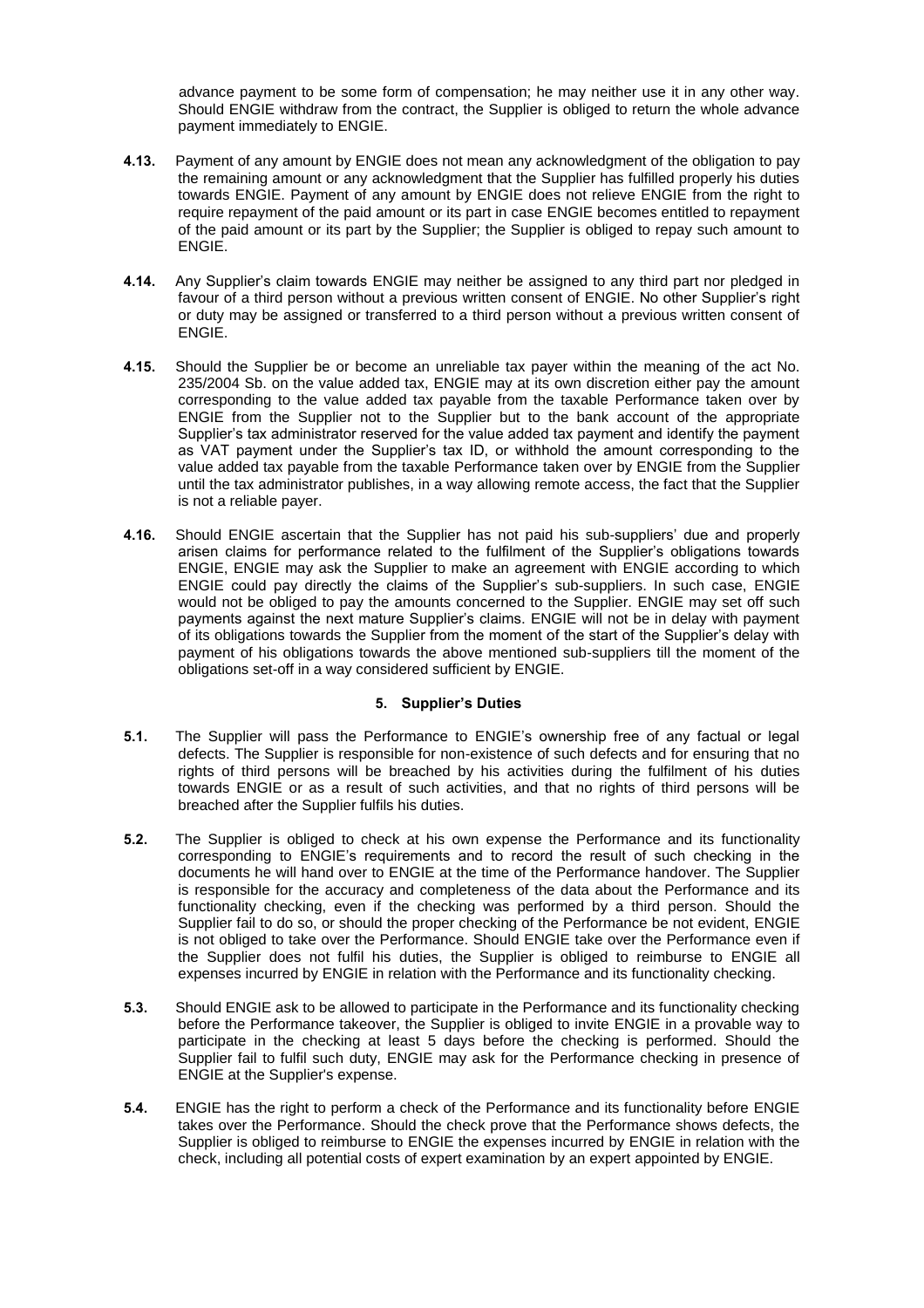advance payment to be some form of compensation; he may neither use it in any other way. Should ENGIE withdraw from the contract, the Supplier is obliged to return the whole advance payment immediately to ENGIE.

**4.13.** Payment of any amount by ENGIE does not mean any acknowledgment of the obligation to pay the remaining amount or any acknowledgment that the Supplier has fulfilled properly his duties towards ENGIE. Payment of any amount by ENGIE does not relieve ENGIE from the right to require repayment of the paid amount or its part in case ENGIE becomes entitled to repayment of the paid amount or its part by the Supplier; the Supplier is obliged to repay such amount to ENGIE.

**4.14.** Any Supplier's claim towards ENGIE may neither be assigned to any third part nor pledged in favour of a third person without a previous written consent of ENGIE. No other Supplier's right or duty may be assigned or transferred to a third person without a previous written consent of ENGIE.

**4.15.** Should the Supplier be or become an unreliable tax payer within the meaning of the act No. 235/2004 Sb. on the value added tax, ENGIE may at its own discretion either pay the amount corresponding to the value added tax payable from the taxable Performance taken over by ENGIE from the Supplier not to the Supplier but to the bank account of the appropriate Supplier's tax administrator reserved for the value added tax payment and identify the payment as VAT payment under the Supplier's tax ID, or withhold the amount corresponding to the value added tax payable from the taxable Performance taken over by ENGIE from the Supplier until the tax administrator publishes, in a way allowing remote access, the fact that the Supplier is not a reliable payer.

**4.16.** Should ENGIE ascertain that the Supplier has not paid his sub-suppliers' due and properly arisen claims for performance related to the fulfilment of the Supplier's obligations towards ENGIE, ENGIE may ask the Supplier to make an agreement with ENGIE according to which ENGIE could pay directly the claims of the Supplier's sub-suppliers. In such case, ENGIE would not be obliged to pay the amounts concerned to the Supplier. ENGIE may set off such payments against the next mature Supplier's claims. ENGIE will not be in delay with payment of its obligations towards the Supplier from the moment of the start of the Supplier's delay with payment of his obligations towards the above mentioned sub-suppliers till the moment of the obligations set-off in a way considered sufficient by ENGIE.

## 5. Supplier's Duties

**5.1.** The Supplier will pass the Performance to ENGIE's ownership free of any factual or legal defects. The Supplier is responsible for non-existence of such defects and for ensuring that no rights of third persons will be breached by his activities during the fulfilment of his duties towards ENGIE or as a result of such activities, and that no rights of third persons will be breached after the Supplier fulfils his duties.

**5.2.** The Supplier is obliged to check at his own expense the Performance and its functionality corresponding to ENGIE's requirements and to record the result of such checking in the documents he will hand over to ENGIE at the time of the Performance handover. The Supplier is responsible for the accuracy and completeness of the data about the Performance and its functionality checking, even if the checking was performed by a third person. Should the Supplier fail to do so, or should the proper checking of the Performance be not evident, ENGIE is not obliged to take over the Performance. Should ENGIE take over the Performance even if the Supplier does not fulfil his duties, the Supplier is obliged to reimburse to ENGIE all expenses incurred by ENGIE in relation with the Performance and its functionality checking.

**5.3.** Should ENGIE ask to be allowed to participate in the Performance and its functionality checking before the Performance takeover, the Supplier is obliged to invite ENGIE in a provable way to participate in the checking at least 5 days before the checking is performed. Should the Supplier fail to fulfil such duty, ENGIE may ask for the Performance checking in presence of ENGIE at the Supplier's expense.

**5.4.** ENGIE has the right to perform a check of the Performance and its functionality before ENGIE takes over the Performance. Should the check prove that the Performance shows defects, the Supplier is obliged to reimburse to ENGIE the expenses incurred by ENGIE in relation with the check, including all potential costs of expert examination by an expert appointed by ENGIE.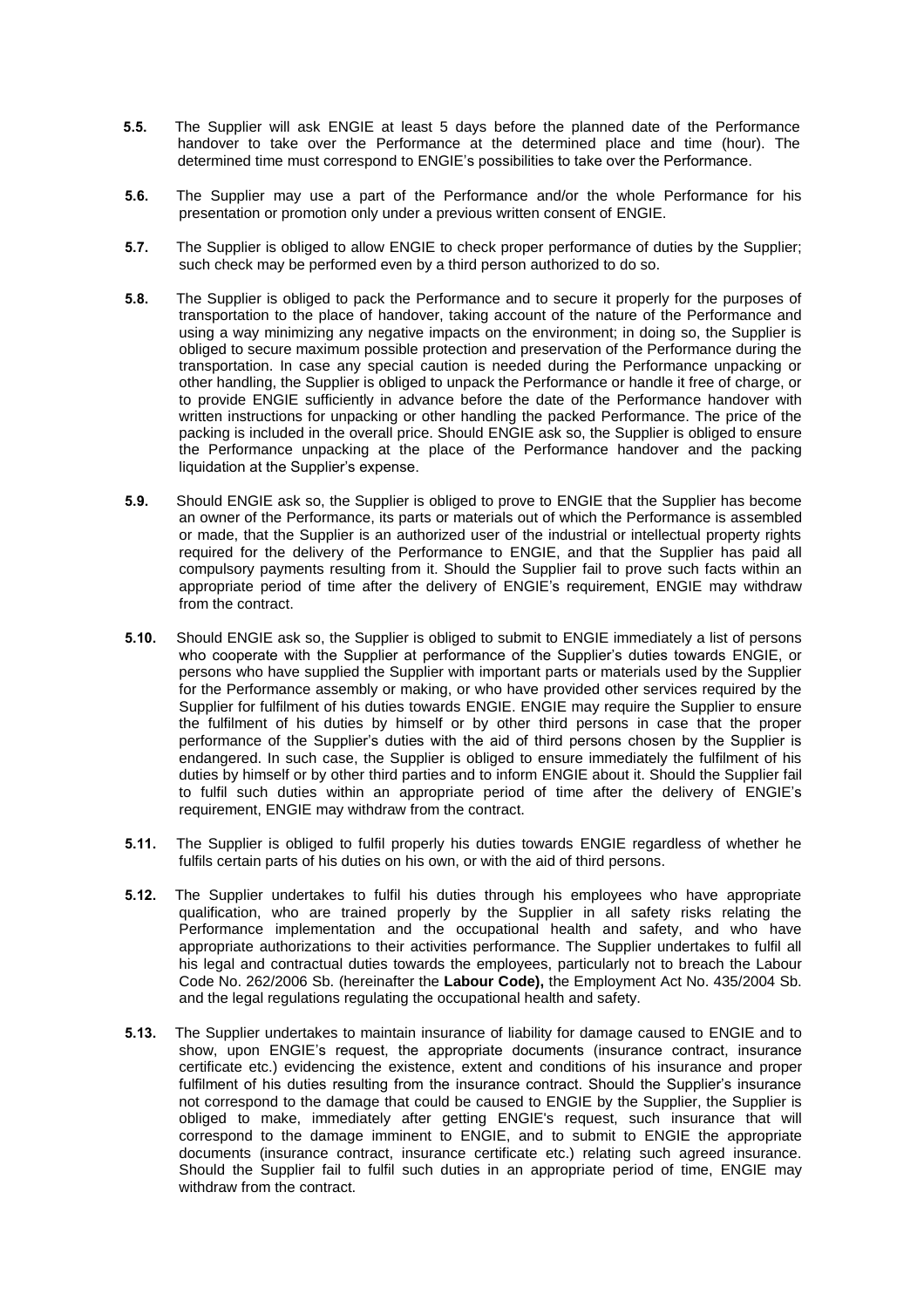**5.5.** The Supplier will ask ENGIE at least 5 days before the planned date of the Performance handover to take over the Performance at the determined place and time (hour). The determined time must correspond to ENGIE's possibilities to take over the Performance.

**5.6.** The Supplier may use a part of the Performance and/or the whole Performance for his presentation or promotion only under a previous written consent of ENGIE.

**5.7.** The Supplier is obliged to allow ENGIE to check proper performance of duties by the Supplier; such check may be performed even by a third person authorized to do so.

**5.8.** The Supplier is obliged to pack the Performance and to secure it properly for the purposes of transportation to the place of handover, taking account of the nature of the Performance and using a way minimizing any negative impacts on the environment; in doing so, the Supplier is obliged to secure maximum possible protection and preservation of the Performance during the transportation. In case any special caution is needed during the Performance unpacking or other handling, the Supplier is obliged to unpack the Performance or handle it free of charge, or to provide ENGIE sufficiently in advance before the date of the Performance handover with written instructions for unpacking or other handling the packed Performance. The price of the packing is included in the overall price. Should ENGIE ask so, the Supplier is obliged to ensure the Performance unpacking at the place of the Performance handover and the packing liquidation at the Supplier's expense.

**5.9.** Should ENGIE ask so, the Supplier is obliged to prove to ENGIE that the Supplier has become an owner of the Performance, its parts or materials out of which the Performance is assembled or made, that the Supplier is an authorized user of the industrial or intellectual property rights required for the delivery of the Performance to ENGIE, and that the Supplier has paid all compulsory payments resulting from it. Should the Supplier fail to prove such facts within an appropriate period of time after the delivery of ENGIE's requirement, ENGIE may withdraw from the contract.

**5.10.** Should ENGIE ask so, the Supplier is obliged to submit to ENGIE immediately a list of persons who cooperate with the Supplier at performance of the Supplier's duties towards ENGIE, or persons who have supplied the Supplier with important parts or materials used by the Supplier for the Performance assembly or making, or who have provided other services required by the Supplier for fulfilment of his duties towards ENGIE. ENGIE may require the Supplier to ensure the fulfilment of his duties by himself or by other third persons in case that the proper performance of the Supplier's duties with the aid of third persons chosen by the Supplier is endangered. In such case, the Supplier is obliged to ensure immediately the fulfilment of his duties by himself or by other third parties and to inform ENGIE about it. Should the Supplier fail to fulfil such duties within an appropriate period of time after the delivery of ENGIE's requirement, ENGIE may withdraw from the contract.

**5.11.** The Supplier is obliged to fulfil properly his duties towards ENGIE regardless of whether he fulfils certain parts of his duties on his own, or with the aid of third persons.

**5.12.** The Supplier undertakes to fulfil his duties through his employees who have appropriate qualification, who are trained properly by the Supplier in all safety risks relating the Performance implementation and the occupational health and safety, and who have appropriate authorizations to their activities performance. The Supplier undertakes to fulfil all his legal and contractual duties towards the employees, particularly not to breach the Labour Code No. 262/2006 Sb. (hereinafter the **Labour Code),** the Employment Act No. 435/2004 Sb. and the legal regulations regulating the occupational health and safety.

**5.13.** The Supplier undertakes to maintain insurance of liability for damage caused to ENGIE and to show, upon ENGIE's request, the appropriate documents (insurance contract, insurance certificate etc.) evidencing the existence, extent and conditions of his insurance and proper fulfilment of his duties resulting from the insurance contract. Should the Supplier's insurance not correspond to the damage that could be caused to ENGIE by the Supplier, the Supplier is obliged to make, immediately after getting ENGIE's request, such insurance that will correspond to the damage imminent to ENGIE, and to submit to ENGIE the appropriate documents (insurance contract, insurance certificate etc.) relating such agreed insurance. Should the Supplier fail to fulfil such duties in an appropriate period of time, ENGIE may withdraw from the contract.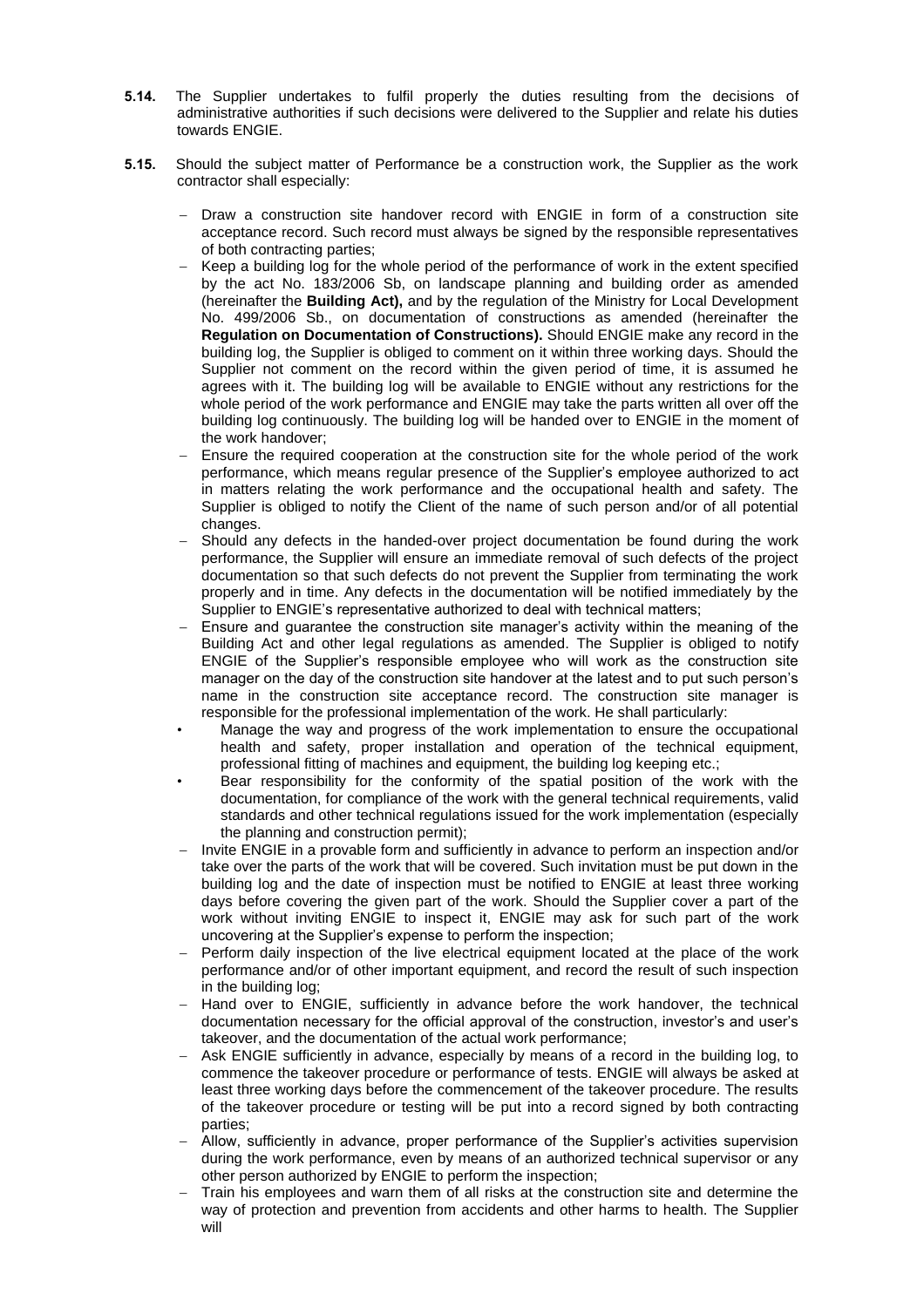**5.14.** The Supplier undertakes to fulfil properly the duties resulting from the decisions of administrative authorities if such decisions were delivered to the Supplier and relate his duties towards ENGIE.

**5.15.** Should the subject matter of Performance be a construction work, the Supplier as the work contractor shall especially:

- Draw a construction site handover record with ENGIE in form of a construction site acceptance record. Such record must always be signed by the responsible representatives of both contracting parties;
- Keep a building log for the whole period of the performance of work in the extent specified by the act No. 183/2006 Sb, on landscape planning and building order as amended (hereinafter the **Building Act),** and by the regulation of the Ministry for Local Development No. 499/2006 Sb., on documentation of constructions as amended (hereinafter the **Regulation on Documentation of Constructions).** Should ENGIE make any record in the building log, the Supplier is obliged to comment on it within three working days. Should the Supplier not comment on the record within the given period of time, it is assumed he agrees with it. The building log will be available to ENGIE without any restrictions for the whole period of the work performance and ENGIE may take the parts written all over off the building log continuously. The building log will be handed over to ENGIE in the moment of the work handover;
- Ensure the required cooperation at the construction site for the whole period of the work performance, which means regular presence of the Supplier's employee authorized to act in matters relating the work performance and the occupational health and safety. The Supplier is obliged to notify the Client of the name of such person and/or of all potential changes.
- Should any defects in the handed-over project documentation be found during the work performance, the Supplier will ensure an immediate removal of such defects of the project documentation so that such defects do not prevent the Supplier from terminating the work properly and in time. Any defects in the documentation will be notified immediately by the Supplier to ENGIE's representative authorized to deal with technical matters;
- Ensure and guarantee the construction site manager's activity within the meaning of the Building Act and other legal regulations as amended. The Supplier is obliged to notify ENGIE of the Supplier's responsible employee who will work as the construction site manager on the day of the construction site handover at the latest and to put such person's name in the construction site acceptance record. The construction site manager is responsible for the professional implementation of the work. He shall particularly:
  - Manage the way and progress of the work implementation to ensure the occupational health and safety, proper installation and operation of the technical equipment, professional fitting of machines and equipment, the building log keeping etc.;
  - Bear responsibility for the conformity of the spatial position of the work with the documentation, for compliance of the work with the general technical requirements, valid standards and other technical regulations issued for the work implementation (especially the planning and construction permit);
- Invite ENGIE in a provable form and sufficiently in advance to perform an inspection and/or take over the parts of the work that will be covered. Such invitation must be put down in the building log and the date of inspection must be notified to ENGIE at least three working days before covering the given part of the work. Should the Supplier cover a part of the work without inviting ENGIE to inspect it, ENGIE may ask for such part of the work uncovering at the Supplier's expense to perform the inspection;
- Perform daily inspection of the live electrical equipment located at the place of the work performance and/or of other important equipment, and record the result of such inspection in the building log;
- Hand over to ENGIE, sufficiently in advance before the work handover, the technical documentation necessary for the official approval of the construction, investor's and user's takeover, and the documentation of the actual work performance;
- Ask ENGIE sufficiently in advance, especially by means of a record in the building log, to commence the takeover procedure or performance of tests. ENGIE will always be asked at least three working days before the commencement of the takeover procedure. The results of the takeover procedure or testing will be put into a record signed by both contracting parties;
- Allow, sufficiently in advance, proper performance of the Supplier's activities supervision during the work performance, even by means of an authorized technical supervisor or any other person authorized by ENGIE to perform the inspection;
- Train his employees and warn them of all risks at the construction site and determine the way of protection and prevention from accidents and other harms to health. The Supplier will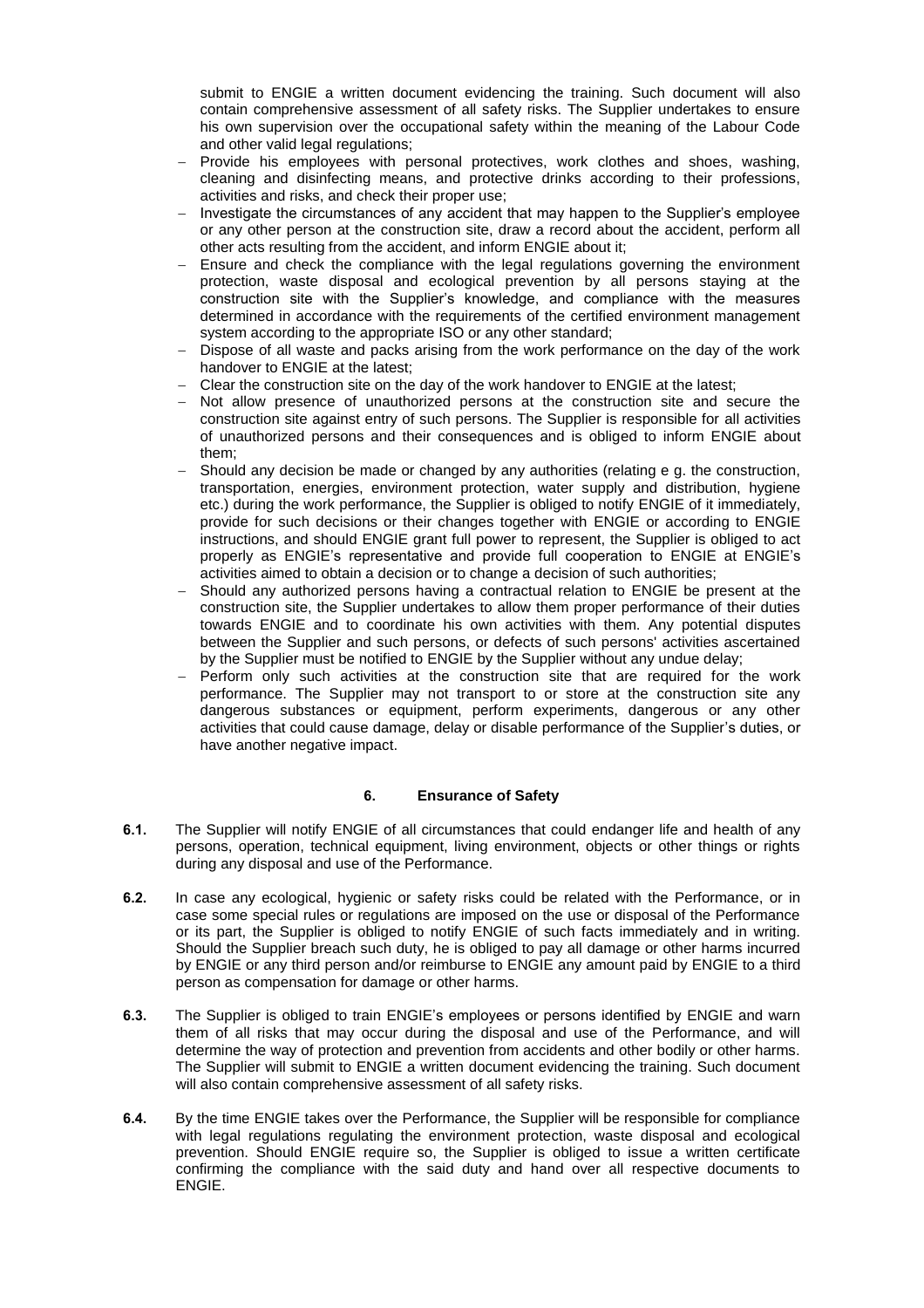submit to ENGIE a written document evidencing the training. Such document will also contain comprehensive assessment of all safety risks. The Supplier undertakes to ensure his own supervision over the occupational safety within the meaning of the Labour Code and other valid legal regulations;

- Provide his employees with personal protectives, work clothes and shoes, washing, cleaning and disinfecting means, and protective drinks according to their professions, activities and risks, and check their proper use;
- Investigate the circumstances of any accident that may happen to the Supplier's employee or any other person at the construction site, draw a record about the accident, perform all other acts resulting from the accident, and inform ENGIE about it;
- Ensure and check the compliance with the legal regulations governing the environment protection, waste disposal and ecological prevention by all persons staying at the construction site with the Supplier's knowledge, and compliance with the measures determined in accordance with the requirements of the certified environment management system according to the appropriate ISO or any other standard;
- Dispose of all waste and packs arising from the work performance on the day of the work handover to ENGIE at the latest;
- Clear the construction site on the day of the work handover to ENGIE at the latest;
- Not allow presence of unauthorized persons at the construction site and secure the construction site against entry of such persons. The Supplier is responsible for all activities of unauthorized persons and their consequences and is obliged to inform ENGIE about them;
- Should any decision be made or changed by any authorities (relating e g. the construction, transportation, energies, environment protection, water supply and distribution, hygiene etc.) during the work performance, the Supplier is obliged to notify ENGIE of it immediately, provide for such decisions or their changes together with ENGIE or according to ENGIE instructions, and should ENGIE grant full power to represent, the Supplier is obliged to act properly as ENGIE's representative and provide full cooperation to ENGIE at ENGIE's activities aimed to obtain a decision or to change a decision of such authorities;
- Should any authorized persons having a contractual relation to ENGIE be present at the construction site, the Supplier undertakes to allow them proper performance of their duties towards ENGIE and to coordinate his own activities with them. Any potential disputes between the Supplier and such persons, or defects of such persons' activities ascertained by the Supplier must be notified to ENGIE by the Supplier without any undue delay;
- Perform only such activities at the construction site that are required for the work performance. The Supplier may not transport to or store at the construction site any dangerous substances or equipment, perform experiments, dangerous or any other activities that could cause damage, delay or disable performance of the Supplier's duties, or have another negative impact.

## 6. Ensurance of Safety

**6.1.** The Supplier will notify ENGIE of all circumstances that could endanger life and health of any persons, operation, technical equipment, living environment, objects or other things or rights during any disposal and use of the Performance.

**6.2.** In case any ecological, hygienic or safety risks could be related with the Performance, or in case some special rules or regulations are imposed on the use or disposal of the Performance or its part, the Supplier is obliged to notify ENGIE of such facts immediately and in writing. Should the Supplier breach such duty, he is obliged to pay all damage or other harms incurred by ENGIE or any third person and/or reimburse to ENGIE any amount paid by ENGIE to a third person as compensation for damage or other harms.

**6.3.** The Supplier is obliged to train ENGIE's employees or persons identified by ENGIE and warn them of all risks that may occur during the disposal and use of the Performance, and will determine the way of protection and prevention from accidents and other bodily or other harms. The Supplier will submit to ENGIE a written document evidencing the training. Such document will also contain comprehensive assessment of all safety risks.

**6.4.** By the time ENGIE takes over the Performance, the Supplier will be responsible for compliance with legal regulations regulating the environment protection, waste disposal and ecological prevention. Should ENGIE require so, the Supplier is obliged to issue a written certificate confirming the compliance with the said duty and hand over all respective documents to ENGIE.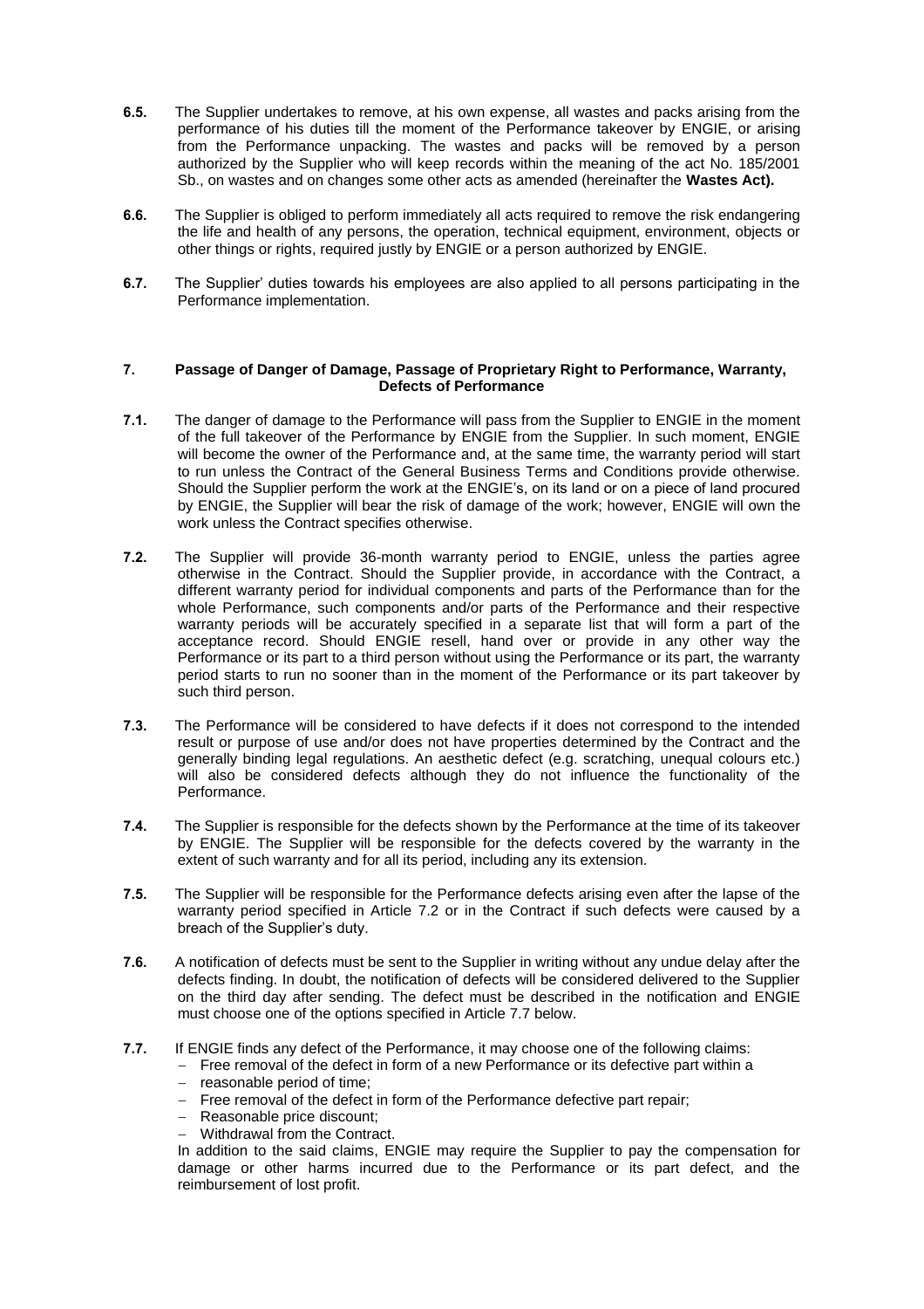**6.5.** The Supplier undertakes to remove, at his own expense, all wastes and packs arising from the performance of his duties till the moment of the Performance takeover by ENGIE, or arising from the Performance unpacking. The wastes and packs will be removed by a person authorized by the Supplier who will keep records within the meaning of the act No. 185/2001 Sb., on wastes and on changes some other acts as amended (hereinafter the **Wastes Act).**

**6.6.** The Supplier is obliged to perform immediately all acts required to remove the risk endangering the life and health of any persons, the operation, technical equipment, environment, objects or other things or rights, required justly by ENGIE or a person authorized by ENGIE.

**6.7.** The Supplier' duties towards his employees are also applied to all persons participating in the Performance implementation.

## 7. Passage of Danger of Damage, Passage of Proprietary Right to Performance, Warranty, Defects of Performance

**7.1.** The danger of damage to the Performance will pass from the Supplier to ENGIE in the moment of the full takeover of the Performance by ENGIE from the Supplier. In such moment, ENGIE will become the owner of the Performance and, at the same time, the warranty period will start to run unless the Contract of the General Business Terms and Conditions provide otherwise. Should the Supplier perform the work at the ENGIE's, on its land or on a piece of land procured by ENGIE, the Supplier will bear the risk of damage of the work; however, ENGIE will own the work unless the Contract specifies otherwise.

**7.2.** The Supplier will provide 36-month warranty period to ENGIE, unless the parties agree otherwise in the Contract. Should the Supplier provide, in accordance with the Contract, a different warranty period for individual components and parts of the Performance than for the whole Performance, such components and/or parts of the Performance and their respective warranty periods will be accurately specified in a separate list that will form a part of the acceptance record. Should ENGIE resell, hand over or provide in any other way the Performance or its part to a third person without using the Performance or its part, the warranty period starts to run no sooner than in the moment of the Performance or its part takeover by such third person.

**7.3.** The Performance will be considered to have defects if it does not correspond to the intended result or purpose of use and/or does not have properties determined by the Contract and the generally binding legal regulations. An aesthetic defect (e.g. scratching, unequal colours etc.) will also be considered defects although they do not influence the functionality of the Performance.

**7.4.** The Supplier is responsible for the defects shown by the Performance at the time of its takeover by ENGIE. The Supplier will be responsible for the defects covered by the warranty in the extent of such warranty and for all its period, including any its extension.

**7.5.** The Supplier will be responsible for the Performance defects arising even after the lapse of the warranty period specified in Article 7.2 or in the Contract if such defects were caused by a breach of the Supplier's duty.

**7.6.** A notification of defects must be sent to the Supplier in writing without any undue delay after the defects finding. In doubt, the notification of defects will be considered delivered to the Supplier on the third day after sending. The defect must be described in the notification and ENGIE must choose one of the options specified in Article 7.7 below.

**7.7.** If ENGIE finds any defect of the Performance, it may choose one of the following claims:

- Free removal of the defect in form of a new Performance or its defective part within a
- reasonable period of time;
- Free removal of the defect in form of the Performance defective part repair;
- Reasonable price discount;
- Withdrawal from the Contract.

In addition to the said claims, ENGIE may require the Supplier to pay the compensation for damage or other harms incurred due to the Performance or its part defect, and the reimbursement of lost profit.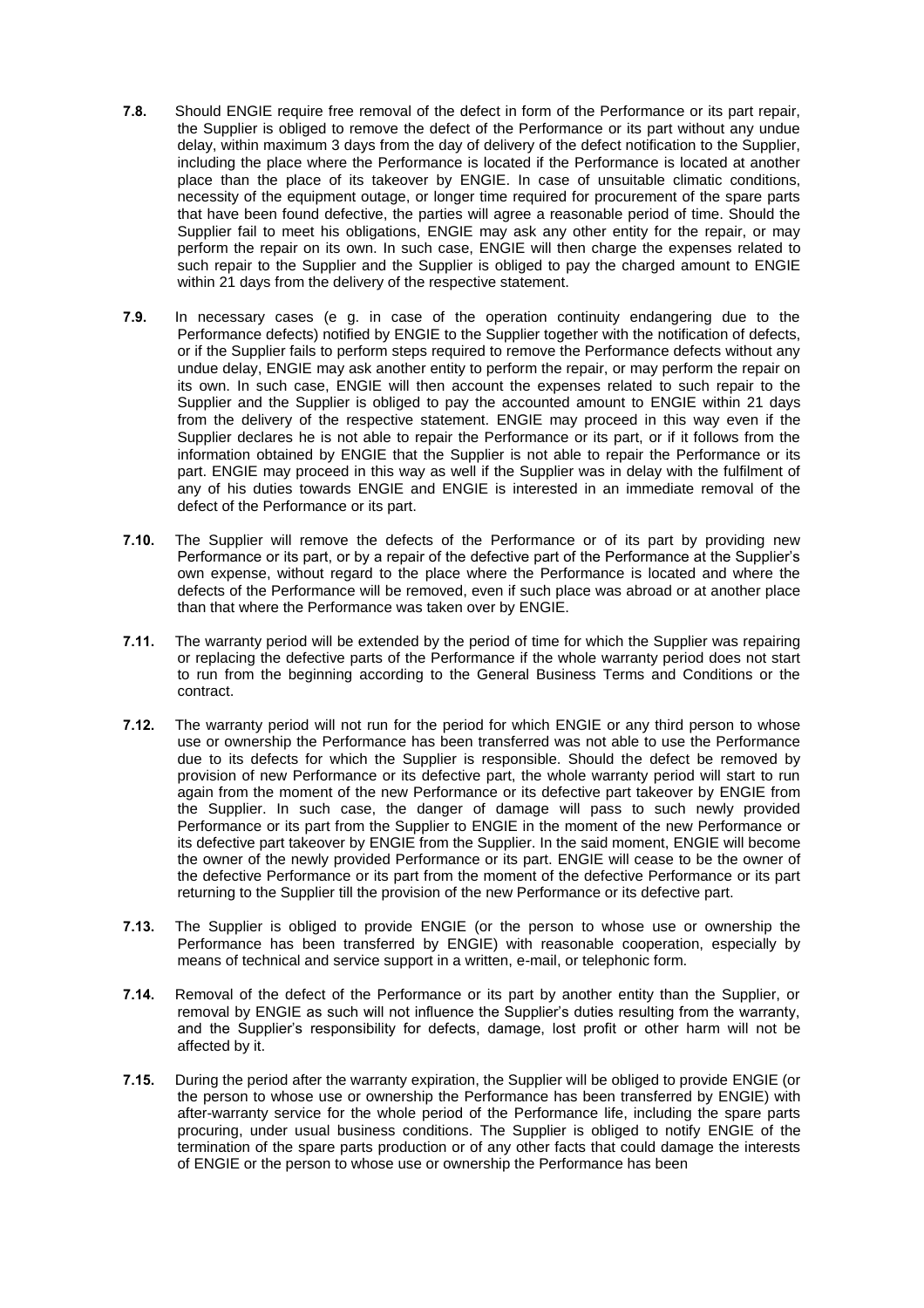**7.8.** Should ENGIE require free removal of the defect in form of the Performance or its part repair, the Supplier is obliged to remove the defect of the Performance or its part without any undue delay, within maximum 3 days from the day of delivery of the defect notification to the Supplier, including the place where the Performance is located if the Performance is located at another place than the place of its takeover by ENGIE. In case of unsuitable climatic conditions, necessity of the equipment outage, or longer time required for procurement of the spare parts that have been found defective, the parties will agree a reasonable period of time. Should the Supplier fail to meet his obligations, ENGIE may ask any other entity for the repair, or may perform the repair on its own. In such case, ENGIE will then charge the expenses related to such repair to the Supplier and the Supplier is obliged to pay the charged amount to ENGIE within 21 days from the delivery of the respective statement.

**7.9.** In necessary cases (e g. in case of the operation continuity endangering due to the Performance defects) notified by ENGIE to the Supplier together with the notification of defects, or if the Supplier fails to perform steps required to remove the Performance defects without any undue delay, ENGIE may ask another entity to perform the repair, or may perform the repair on its own. In such case, ENGIE will then account the expenses related to such repair to the Supplier and the Supplier is obliged to pay the accounted amount to ENGIE within 21 days from the delivery of the respective statement. ENGIE may proceed in this way even if the Supplier declares he is not able to repair the Performance or its part, or if it follows from the information obtained by ENGIE that the Supplier is not able to repair the Performance or its part. ENGIE may proceed in this way as well if the Supplier was in delay with the fulfilment of any of his duties towards ENGIE and ENGIE is interested in an immediate removal of the defect of the Performance or its part.

**7.10.** The Supplier will remove the defects of the Performance or of its part by providing new Performance or its part, or by a repair of the defective part of the Performance at the Supplier's own expense, without regard to the place where the Performance is located and where the defects of the Performance will be removed, even if such place was abroad or at another place than that where the Performance was taken over by ENGIE.

**7.11.** The warranty period will be extended by the period of time for which the Supplier was repairing or replacing the defective parts of the Performance if the whole warranty period does not start to run from the beginning according to the General Business Terms and Conditions or the contract.

**7.12.** The warranty period will not run for the period for which ENGIE or any third person to whose use or ownership the Performance has been transferred was not able to use the Performance due to its defects for which the Supplier is responsible. Should the defect be removed by provision of new Performance or its defective part, the whole warranty period will start to run again from the moment of the new Performance or its defective part takeover by ENGIE from the Supplier. In such case, the danger of damage will pass to such newly provided Performance or its part from the Supplier to ENGIE in the moment of the new Performance or its defective part takeover by ENGIE from the Supplier. In the said moment, ENGIE will become the owner of the newly provided Performance or its part. ENGIE will cease to be the owner of the defective Performance or its part from the moment of the defective Performance or its part returning to the Supplier till the provision of the new Performance or its defective part.

**7.13.** The Supplier is obliged to provide ENGIE (or the person to whose use or ownership the Performance has been transferred by ENGIE) with reasonable cooperation, especially by means of technical and service support in a written, e-mail, or telephonic form.

**7.14.** Removal of the defect of the Performance or its part by another entity than the Supplier, or removal by ENGIE as such will not influence the Supplier's duties resulting from the warranty, and the Supplier's responsibility for defects, damage, lost profit or other harm will not be affected by it.

**7.15.** During the period after the warranty expiration, the Supplier will be obliged to provide ENGIE (or the person to whose use or ownership the Performance has been transferred by ENGIE) with after-warranty service for the whole period of the Performance life, including the spare parts procuring, under usual business conditions. The Supplier is obliged to notify ENGIE of the termination of the spare parts production or of any other facts that could damage the interests of ENGIE or the person to whose use or ownership the Performance has been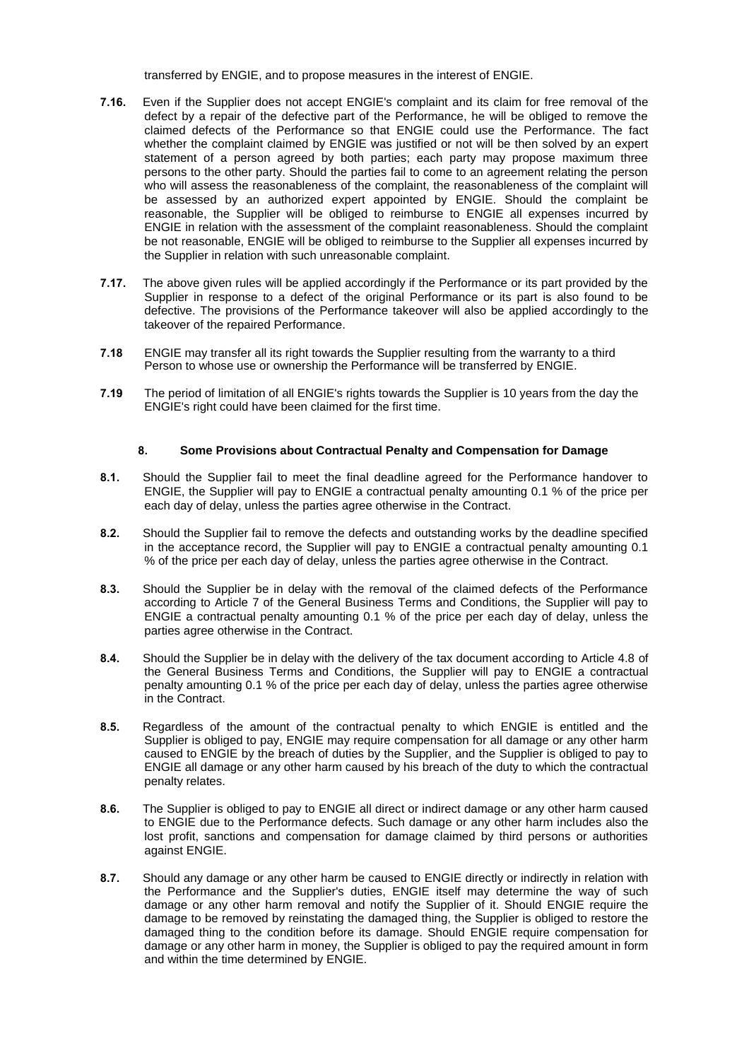transferred by ENGIE, and to propose measures in the interest of ENGIE.

**7.16.** Even if the Supplier does not accept ENGIE's complaint and its claim for free removal of the defect by a repair of the defective part of the Performance, he will be obliged to remove the claimed defects of the Performance so that ENGIE could use the Performance. The fact whether the complaint claimed by ENGIE was justified or not will be then solved by an expert statement of a person agreed by both parties; each party may propose maximum three persons to the other party. Should the parties fail to come to an agreement relating the person who will assess the reasonableness of the complaint, the reasonableness of the complaint will be assessed by an authorized expert appointed by ENGIE. Should the complaint be reasonable, the Supplier will be obliged to reimburse to ENGIE all expenses incurred by ENGIE in relation with the assessment of the complaint reasonableness. Should the complaint be not reasonable, ENGIE will be obliged to reimburse to the Supplier all expenses incurred by the Supplier in relation with such unreasonable complaint.

**7.17.** The above given rules will be applied accordingly if the Performance or its part provided by the Supplier in response to a defect of the original Performance or its part is also found to be defective. The provisions of the Performance takeover will also be applied accordingly to the takeover of the repaired Performance.

**7.18** ENGIE may transfer all its right towards the Supplier resulting from the warranty to a third Person to whose use or ownership the Performance will be transferred by ENGIE.

**7.19** The period of limitation of all ENGIE's rights towards the Supplier is 10 years from the day the ENGIE's right could have been claimed for the first time.

## 8. Some Provisions about Contractual Penalty and Compensation for Damage

**8.1.** Should the Supplier fail to meet the final deadline agreed for the Performance handover to ENGIE, the Supplier will pay to ENGIE a contractual penalty amounting 0.1 % of the price per each day of delay, unless the parties agree otherwise in the Contract.

**8.2.** Should the Supplier fail to remove the defects and outstanding works by the deadline specified in the acceptance record, the Supplier will pay to ENGIE a contractual penalty amounting 0.1 % of the price per each day of delay, unless the parties agree otherwise in the Contract.

**8.3.** Should the Supplier be in delay with the removal of the claimed defects of the Performance according to Article 7 of the General Business Terms and Conditions, the Supplier will pay to ENGIE a contractual penalty amounting 0.1 % of the price per each day of delay, unless the parties agree otherwise in the Contract.

**8.4.** Should the Supplier be in delay with the delivery of the tax document according to Article 4.8 of the General Business Terms and Conditions, the Supplier will pay to ENGIE a contractual penalty amounting 0.1 % of the price per each day of delay, unless the parties agree otherwise in the Contract.

**8.5.** Regardless of the amount of the contractual penalty to which ENGIE is entitled and the Supplier is obliged to pay, ENGIE may require compensation for all damage or any other harm caused to ENGIE by the breach of duties by the Supplier, and the Supplier is obliged to pay to ENGIE all damage or any other harm caused by his breach of the duty to which the contractual penalty relates.

**8.6.** The Supplier is obliged to pay to ENGIE all direct or indirect damage or any other harm caused to ENGIE due to the Performance defects. Such damage or any other harm includes also the lost profit, sanctions and compensation for damage claimed by third persons or authorities against ENGIE.

**8.7.** Should any damage or any other harm be caused to ENGIE directly or indirectly in relation with the Performance and the Supplier's duties, ENGIE itself may determine the way of such damage or any other harm removal and notify the Supplier of it. Should ENGIE require the damage to be removed by reinstating the damaged thing, the Supplier is obliged to restore the damaged thing to the condition before its damage. Should ENGIE require compensation for damage or any other harm in money, the Supplier is obliged to pay the required amount in form and within the time determined by ENGIE.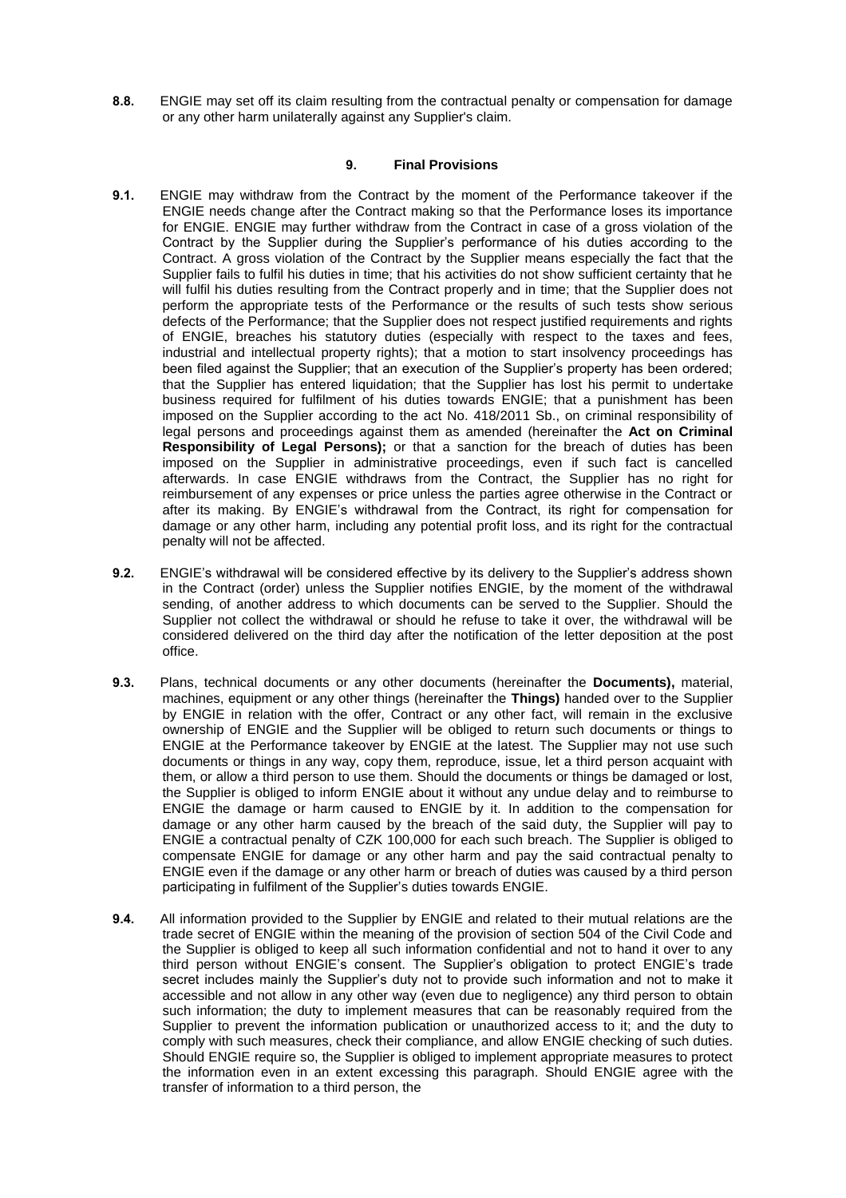**8.8.** ENGIE may set off its claim resulting from the contractual penalty or compensation for damage or any other harm unilaterally against any Supplier's claim.

## 9. Final Provisions

**9.1.** ENGIE may withdraw from the Contract by the moment of the Performance takeover if the ENGIE needs change after the Contract making so that the Performance loses its importance for ENGIE. ENGIE may further withdraw from the Contract in case of a gross violation of the Contract by the Supplier during the Supplier's performance of his duties according to the Contract. A gross violation of the Contract by the Supplier means especially the fact that the Supplier fails to fulfil his duties in time; that his activities do not show sufficient certainty that he will fulfil his duties resulting from the Contract properly and in time; that the Supplier does not perform the appropriate tests of the Performance or the results of such tests show serious defects of the Performance; that the Supplier does not respect justified requirements and rights of ENGIE, breaches his statutory duties (especially with respect to the taxes and fees, industrial and intellectual property rights); that a motion to start insolvency proceedings has been filed against the Supplier; that an execution of the Supplier's property has been ordered; that the Supplier has entered liquidation; that the Supplier has lost his permit to undertake business required for fulfilment of his duties towards ENGIE; that a punishment has been imposed on the Supplier according to the act No. 418/2011 Sb., on criminal responsibility of legal persons and proceedings against them as amended (hereinafter the **Act on Criminal Responsibility of Legal Persons);** or that a sanction for the breach of duties has been imposed on the Supplier in administrative proceedings, even if such fact is cancelled afterwards. In case ENGIE withdraws from the Contract, the Supplier has no right for reimbursement of any expenses or price unless the parties agree otherwise in the Contract or after its making. By ENGIE's withdrawal from the Contract, its right for compensation for damage or any other harm, including any potential profit loss, and its right for the contractual penalty will not be affected.

**9.2.** ENGIE's withdrawal will be considered effective by its delivery to the Supplier's address shown in the Contract (order) unless the Supplier notifies ENGIE, by the moment of the withdrawal sending, of another address to which documents can be served to the Supplier. Should the Supplier not collect the withdrawal or should he refuse to take it over, the withdrawal will be considered delivered on the third day after the notification of the letter deposition at the post office.

**9.3.** Plans, technical documents or any other documents (hereinafter the **Documents),** material, machines, equipment or any other things (hereinafter the **Things)** handed over to the Supplier by ENGIE in relation with the offer, Contract or any other fact, will remain in the exclusive ownership of ENGIE and the Supplier will be obliged to return such documents or things to ENGIE at the Performance takeover by ENGIE at the latest. The Supplier may not use such documents or things in any way, copy them, reproduce, issue, let a third person acquaint with them, or allow a third person to use them. Should the documents or things be damaged or lost, the Supplier is obliged to inform ENGIE about it without any undue delay and to reimburse to ENGIE the damage or harm caused to ENGIE by it. In addition to the compensation for damage or any other harm caused by the breach of the said duty, the Supplier will pay to ENGIE a contractual penalty of CZK 100,000 for each such breach. The Supplier is obliged to compensate ENGIE for damage or any other harm and pay the said contractual penalty to ENGIE even if the damage or any other harm or breach of duties was caused by a third person participating in fulfilment of the Supplier's duties towards ENGIE.

**9.4.** All information provided to the Supplier by ENGIE and related to their mutual relations are the trade secret of ENGIE within the meaning of the provision of section 504 of the Civil Code and the Supplier is obliged to keep all such information confidential and not to hand it over to any third person without ENGIE's consent. The Supplier's obligation to protect ENGIE's trade secret includes mainly the Supplier's duty not to provide such information and not to make it accessible and not allow in any other way (even due to negligence) any third person to obtain such information; the duty to implement measures that can be reasonably required from the Supplier to prevent the information publication or unauthorized access to it; and the duty to comply with such measures, check their compliance, and allow ENGIE checking of such duties. Should ENGIE require so, the Supplier is obliged to implement appropriate measures to protect the information even in an extent excessing this paragraph. Should ENGIE agree with the transfer of information to a third person, the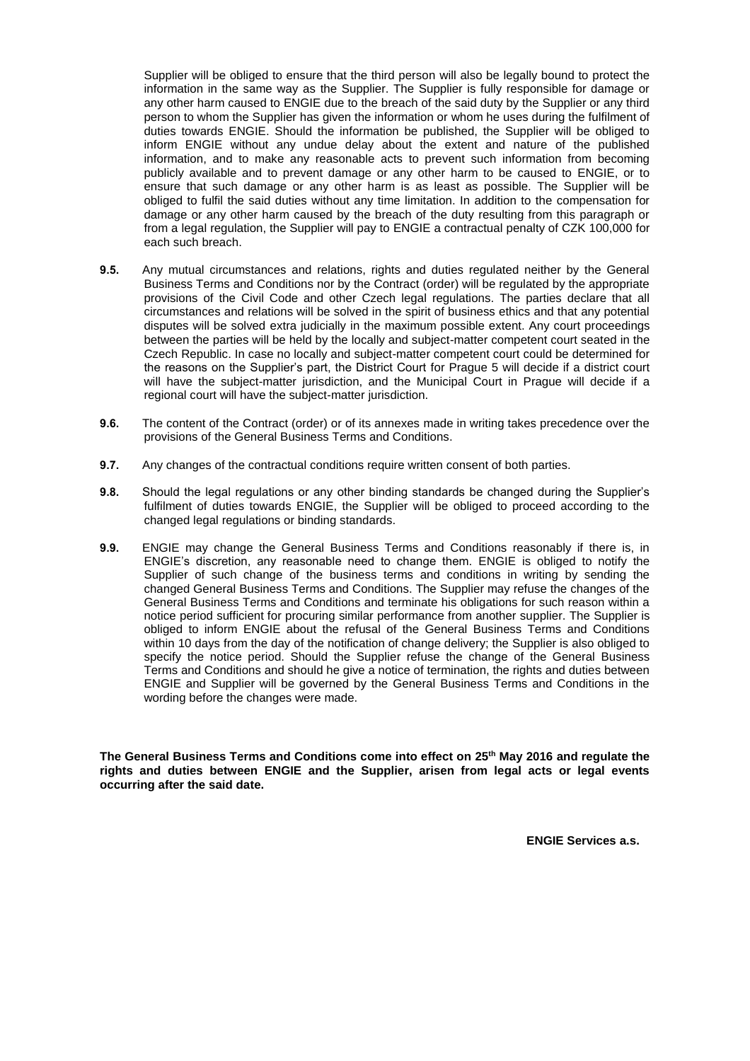Supplier will be obliged to ensure that the third person will also be legally bound to protect the information in the same way as the Supplier. The Supplier is fully responsible for damage or any other harm caused to ENGIE due to the breach of the said duty by the Supplier or any third person to whom the Supplier has given the information or whom he uses during the fulfilment of duties towards ENGIE. Should the information be published, the Supplier will be obliged to inform ENGIE without any undue delay about the extent and nature of the published information, and to make any reasonable acts to prevent such information from becoming publicly available and to prevent damage or any other harm to be caused to ENGIE, or to ensure that such damage or any other harm is as least as possible. The Supplier will be obliged to fulfil the said duties without any time limitation. In addition to the compensation for damage or any other harm caused by the breach of the duty resulting from this paragraph or from a legal regulation, the Supplier will pay to ENGIE a contractual penalty of CZK 100,000 for each such breach.

**9.5.** Any mutual circumstances and relations, rights and duties regulated neither by the General Business Terms and Conditions nor by the Contract (order) will be regulated by the appropriate provisions of the Civil Code and other Czech legal regulations. The parties declare that all circumstances and relations will be solved in the spirit of business ethics and that any potential disputes will be solved extra judicially in the maximum possible extent. Any court proceedings between the parties will be held by the locally and subject-matter competent court seated in the Czech Republic. In case no locally and subject-matter competent court could be determined for the reasons on the Supplier's part, the District Court for Prague 5 will decide if a district court will have the subject-matter jurisdiction, and the Municipal Court in Prague will decide if a regional court will have the subject-matter jurisdiction.

**9.6.** The content of the Contract (order) or of its annexes made in writing takes precedence over the provisions of the General Business Terms and Conditions.

**9.7.** Any changes of the contractual conditions require written consent of both parties.

**9.8.** Should the legal regulations or any other binding standards be changed during the Supplier's fulfilment of duties towards ENGIE, the Supplier will be obliged to proceed according to the changed legal regulations or binding standards.

**9.9.** ENGIE may change the General Business Terms and Conditions reasonably if there is, in ENGIE's discretion, any reasonable need to change them. ENGIE is obliged to notify the Supplier of such change of the business terms and conditions in writing by sending the changed General Business Terms and Conditions. The Supplier may refuse the changes of the General Business Terms and Conditions and terminate his obligations for such reason within a notice period sufficient for procuring similar performance from another supplier. The Supplier is obliged to inform ENGIE about the refusal of the General Business Terms and Conditions within 10 days from the day of the notification of change delivery; the Supplier is also obliged to specify the notice period. Should the Supplier refuse the change of the General Business Terms and Conditions and should he give a notice of termination, the rights and duties between ENGIE and Supplier will be governed by the General Business Terms and Conditions in the wording before the changes were made.

**The General Business Terms and Conditions come into effect on 25th May 2016 and regulate the rights and duties between ENGIE and the Supplier, arisen from legal acts or legal events occurring after the said date.**

**ENGIE Services a.s.**